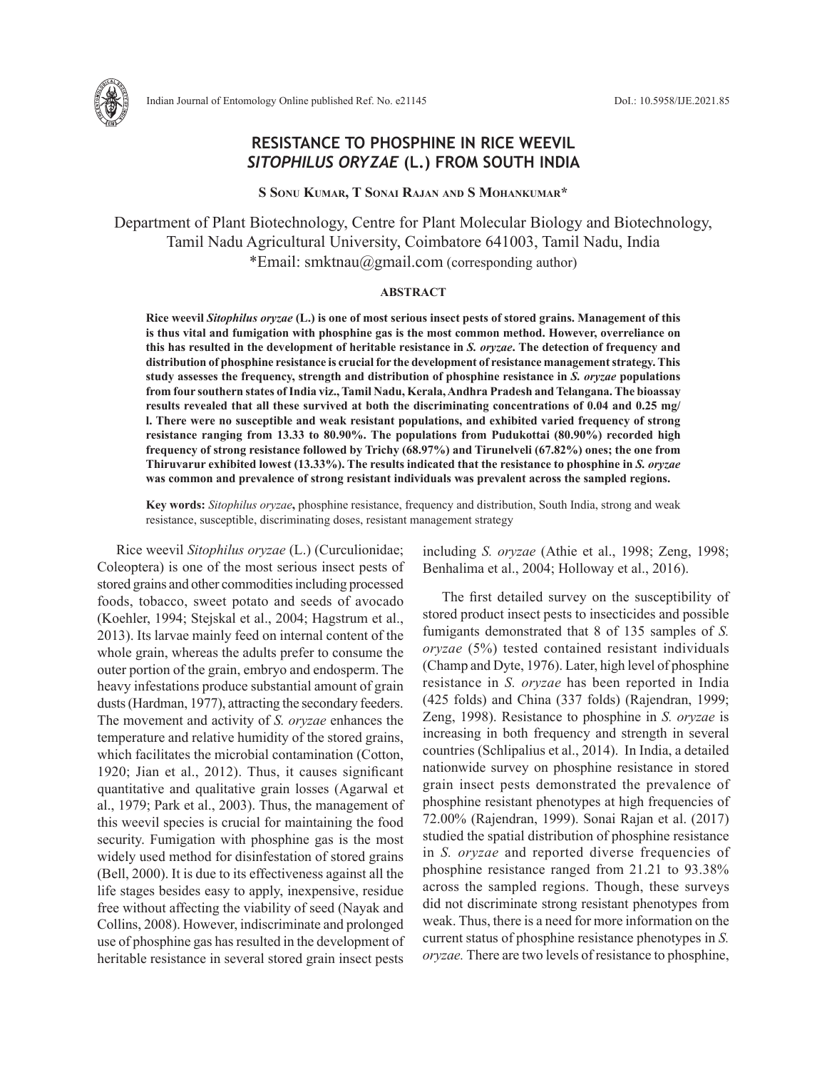# RESISTANCE TO PHOSPHINE IN RICE WEEVIL *SITOPHILUS ORYZAE* (L.) FROM SOUTH INDIA

**S Sonu Kumar, T Sonai Rajan and S Mohankumar***

Department of Plant Biotechnology, Centre for Plant Molecular Biology and Biotechnology, Tamil Nadu Agricultural University, Coimbatore 641003, Tamil Nadu, India
*Email: smktnau@gmail.com (corresponding author)

## ABSTRACT

**Rice weevil *Sitophilus oryzae* (L.) is one of most serious insect pests of stored grains. Management of this is thus vital and fumigation with phosphine gas is the most common method. However, overreliance on this has resulted in the development of heritable resistance in *S. oryzae*. The detection of frequency and distribution of phosphine resistance is crucial for the development of resistance management strategy. This study assesses the frequency, strength and distribution of phosphine resistance in *S. oryzae* populations from four southern states of India viz., Tamil Nadu, Kerala, Andhra Pradesh and Telangana. The bioassay results revealed that all these survived at both the discriminating concentrations of 0.04 and 0.25 mg/l. There were no susceptible and weak resistant populations, and exhibited varied frequency of strong resistance ranging from 13.33 to 80.90%. The populations from Pudukottai (80.90%) recorded high frequency of strong resistance followed by Trichy (68.97%) and Tirunelveli (67.82%) ones; the one from Thiruvarur exhibited lowest (13.33%). The results indicated that the resistance to phosphine in *S. oryzae* was common and prevalence of strong resistant individuals was prevalent across the sampled regions.**

**Key words:** *Sitophilus oryzae***,** phosphine resistance, frequency and distribution, South India, strong and weak resistance, susceptible, discriminating doses, resistant management strategy

Rice weevil *Sitophilus oryzae* (L.) (Curculionidae; Coleoptera) is one of the most serious insect pests of stored grains and other commodities including processed foods, tobacco, sweet potato and seeds of avocado (Koehler, 1994; Stejskal et al., 2004; Hagstrum et al., 2013). Its larvae mainly feed on internal content of the whole grain, whereas the adults prefer to consume the outer portion of the grain, embryo and endosperm. The heavy infestations produce substantial amount of grain dusts (Hardman, 1977), attracting the secondary feeders. The movement and activity of *S. oryzae* enhances the temperature and relative humidity of the stored grains, which facilitates the microbial contamination (Cotton, 1920; Jian et al., 2012). Thus, it causes significant quantitative and qualitative grain losses (Agarwal et al., 1979; Park et al., 2003). Thus, the management of this weevil species is crucial for maintaining the food security. Fumigation with phosphine gas is the most widely used method for disinfestation of stored grains (Bell, 2000). It is due to its effectiveness against all the life stages besides easy to apply, inexpensive, residue free without affecting the viability of seed (Nayak and Collins, 2008). However, indiscriminate and prolonged use of phosphine gas has resulted in the development of heritable resistance in several stored grain insect pests including *S. oryzae* (Athie et al., 1998; Zeng, 1998; Benhalima et al., 2004; Holloway et al., 2016).

The first detailed survey on the susceptibility of stored product insect pests to insecticides and possible fumigants demonstrated that 8 of 135 samples of *S. oryzae* (5%) tested contained resistant individuals (Champ and Dyte, 1976). Later, high level of phosphine resistance in *S. oryzae* has been reported in India (425 folds) and China (337 folds) (Rajendran, 1999; Zeng, 1998). Resistance to phosphine in *S. oryzae* is increasing in both frequency and strength in several countries (Schlipalius et al., 2014). In India, a detailed nationwide survey on phosphine resistance in stored grain insect pests demonstrated the prevalence of phosphine resistant phenotypes at high frequencies of 72.00% (Rajendran, 1999). Sonai Rajan et al. (2017) studied the spatial distribution of phosphine resistance in *S. oryzae* and reported diverse frequencies of phosphine resistance ranged from 21.21 to 93.38% across the sampled regions. Though, these surveys did not discriminate strong resistant phenotypes from weak. Thus, there is a need for more information on the current status of phosphine resistance phenotypes in *S. oryzae.* There are two levels of resistance to phosphine,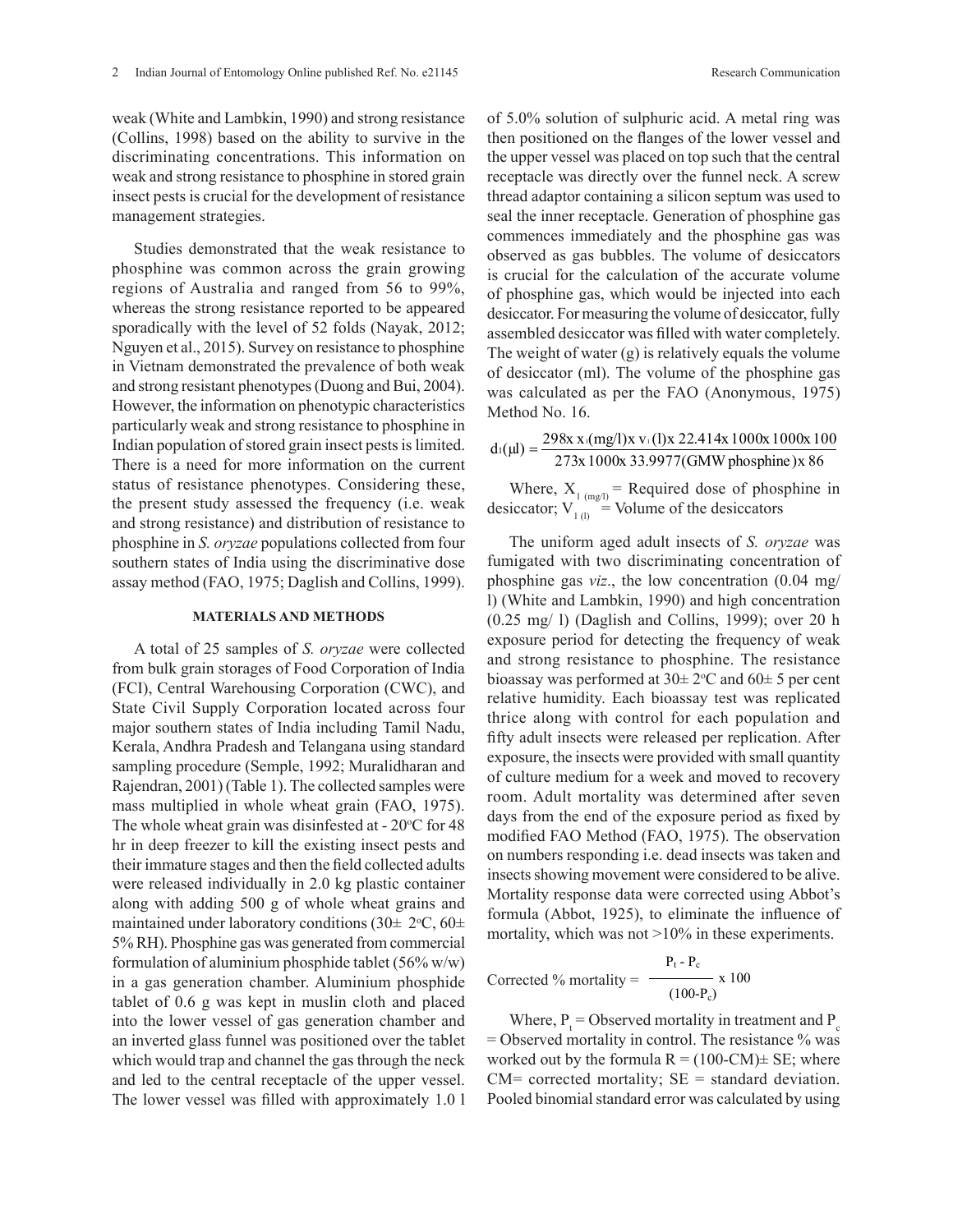weak (White and Lambkin, 1990) and strong resistance (Collins, 1998) based on the ability to survive in the discriminating concentrations. This information on weak and strong resistance to phosphine in stored grain insect pests is crucial for the development of resistance management strategies.

Studies demonstrated that the weak resistance to phosphine was common across the grain growing regions of Australia and ranged from 56 to 99%, whereas the strong resistance reported to be appeared sporadically with the level of 52 folds (Nayak, 2012; Nguyen et al., 2015). Survey on resistance to phosphine in Vietnam demonstrated the prevalence of both weak and strong resistant phenotypes (Duong and Bui, 2004). However, the information on phenotypic characteristics particularly weak and strong resistance to phosphine in Indian population of stored grain insect pests is limited. There is a need for more information on the current status of resistance phenotypes. Considering these, the present study assessed the frequency (i.e. weak and strong resistance) and distribution of resistance to phosphine in *S. oryzae* populations collected from four southern states of India using the discriminative dose assay method (FAO, 1975; Daglish and Collins, 1999).

## MATERIALS AND METHODS

A total of 25 samples of *S. oryzae* were collected from bulk grain storages of Food Corporation of India (FCI), Central Warehousing Corporation (CWC), and State Civil Supply Corporation located across four major southern states of India including Tamil Nadu, Kerala, Andhra Pradesh and Telangana using standard sampling procedure (Semple, 1992; Muralidharan and Rajendran, 2001) (Table 1). The collected samples were mass multiplied in whole wheat grain (FAO, 1975). The whole wheat grain was disinfested at - 20°C for 48 hr in deep freezer to kill the existing insect pests and their immature stages and then the field collected adults were released individually in 2.0 kg plastic container along with adding 500 g of whole wheat grains and maintained under laboratory conditions (30± 2°C, 60± 5% RH). Phosphine gas was generated from commercial formulation of aluminium phosphide tablet (56% w/w) in a gas generation chamber. Aluminium phosphide tablet of 0.6 g was kept in muslin cloth and placed into the lower vessel of gas generation chamber and an inverted glass funnel was positioned over the tablet which would trap and channel the gas through the neck and led to the central receptacle of the upper vessel. The lower vessel was filled with approximately 1.0 l of 5.0% solution of sulphuric acid. A metal ring was then positioned on the flanges of the lower vessel and the upper vessel was placed on top such that the central receptacle was directly over the funnel neck. A screw thread adaptor containing a silicon septum was used to seal the inner receptacle. Generation of phosphine gas commences immediately and the phosphine gas was observed as gas bubbles. The volume of desiccators is crucial for the calculation of the accurate volume of phosphine gas, which would be injected into each desiccator. For measuring the volume of desiccator, fully assembled desiccator was filled with water completely. The weight of water (g) is relatively equals the volume of desiccator (ml). The volume of the phosphine gas was calculated as per the FAO (Anonymous, 1975) Method No. 16.

$$d_1(\mu l) = \frac{298 \text{x } x_1(\text{mg/l}) \text{x } v_1(\text{l}) \text{x } 22.414 \text{x } 1000 \text{x } 1000 \text{x } 100}{273 \text{x } 1000 \text{x } 33.9977(\text{GMW phosphine}) \text{x } 86}$$

Where, $X_{1\ (mg/l)}$ = Required dose of phosphine in desiccator; $V_{1\ (l)}$ = Volume of the desiccators

The uniform aged adult insects of *S. oryzae* was fumigated with two discriminating concentration of phosphine gas *viz*., the low concentration (0.04 mg/ l) (White and Lambkin, 1990) and high concentration (0.25 mg/ l) (Daglish and Collins, 1999); over 20 h exposure period for detecting the frequency of weak and strong resistance to phosphine. The resistance bioassay was performed at 30± 2°C and 60± 5 per cent relative humidity. Each bioassay test was replicated thrice along with control for each population and fifty adult insects were released per replication. After exposure, the insects were provided with small quantity of culture medium for a week and moved to recovery room. Adult mortality was determined after seven days from the end of the exposure period as fixed by modified FAO Method (FAO, 1975). The observation on numbers responding i.e. dead insects was taken and insects showing movement were considered to be alive. Mortality response data were corrected using Abbot's formula (Abbot, 1925), to eliminate the influence of mortality, which was not >10% in these experiments.

$$\text{Corrected \% mortality} = \frac{P_t - P_c}{(100 - P_c)} \text{ x } 100$$

Where, $P_t$ = Observed mortality in treatment and $P_c$ = Observed mortality in control. The resistance % was worked out by the formula R = (100-CM)± SE; where CM= corrected mortality; SE = standard deviation. Pooled binomial standard error was calculated by using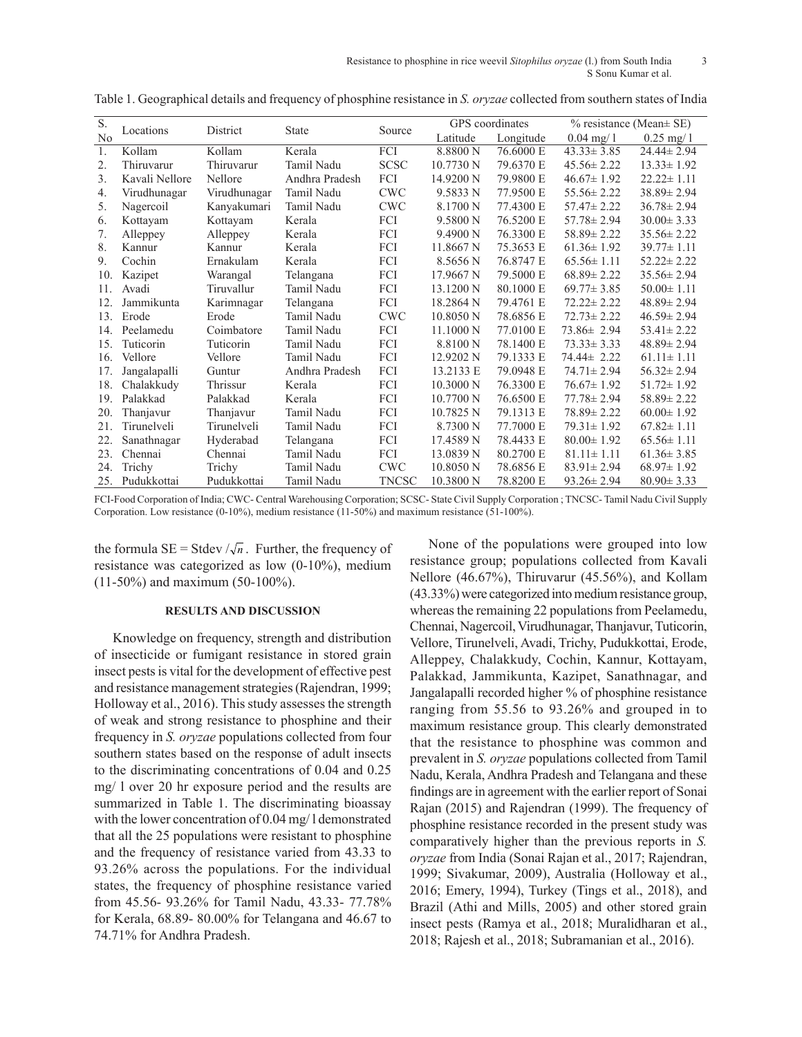Table 1. Geographical details and frequency of phosphine resistance in *S. oryzae* collected from southern states of India

| S. No | Locations | District | State | Source | GPS coordinates | | % resistance (Mean± SE) | |
|---|---|---|---|---|---|---|---|---|
| | | | | | Latitude | Longitude | 0.04 mg/ l | 0.25 mg/ l |
| 1. | Kollam | Kollam | Kerala | FCI | 8.8800 N | 76.6000 E | 43.33± 3.85 | 24.44± 2.94 |
| 2. | Thiruvarur | Thiruvarur | Tamil Nadu | SCSC | 10.7730 N | 79.6370 E | 45.56± 2.22 | 13.33± 1.92 |
| 3. | Kavali Nellore | Nellore | Andhra Pradesh | FCI | 14.9200 N | 79.9800 E | 46.67± 1.92 | 22.22± 1.11 |
| 4. | Virudhunagar | Virudhunagar | Tamil Nadu | CWC | 9.5833 N | 77.9500 E | 55.56± 2.22 | 38.89± 2.94 |
| 5. | Nagercoil | Kanyakumari | Tamil Nadu | CWC | 8.1700 N | 77.4300 E | 57.47± 2.22 | 36.78± 2.94 |
| 6. | Kottayam | Kottayam | Kerala | FCI | 9.5800 N | 76.5200 E | 57.78± 2.94 | 30.00± 3.33 |
| 7. | Alleppey | Alleppey | Kerala | FCI | 9.4900 N | 76.3300 E | 58.89± 2.22 | 35.56± 2.22 |
| 8. | Kannur | Kannur | Kerala | FCI | 11.8667 N | 75.3653 E | 61.36± 1.92 | 39.77± 1.11 |
| 9. | Cochin | Ernakulam | Kerala | FCI | 8.5656 N | 76.8747 E | 65.56± 1.11 | 52.22± 2.22 |
| 10. | Kazipet | Warangal | Telangana | FCI | 17.9667 N | 79.5000 E | 68.89± 2.22 | 35.56± 2.94 |
| 11. | Avadi | Tiruvallur | Tamil Nadu | FCI | 13.1200 N | 80.1000 E | 69.77± 3.85 | 50.00± 1.11 |
| 12. | Jammikunta | Karimnagar | Telangana | FCI | 18.2864 N | 79.4761 E | 72.22± 2.22 | 48.89± 2.94 |
| 13. | Erode | Erode | Tamil Nadu | CWC | 10.8050 N | 78.6856 E | 72.73± 2.22 | 46.59± 2.94 |
| 14. | Peelamedu | Coimbatore | Tamil Nadu | FCI | 11.1000 N | 77.0100 E | 73.86± 2.94 | 53.41± 2.22 |
| 15. | Tuticorin | Tuticorin | Tamil Nadu | FCI | 8.8100 N | 78.1400 E | 73.33± 3.33 | 48.89± 2.94 |
| 16. | Vellore | Vellore | Tamil Nadu | FCI | 12.9202 N | 79.1333 E | 74.44± 2.22 | 61.11± 1.11 |
| 17. | Jangalapalli | Guntur | Andhra Pradesh | FCI | 13.2133 E | 79.0948 E | 74.71± 2.94 | 56.32± 2.94 |
| 18. | Chalakkudy | Thrissur | Kerala | FCI | 10.3000 N | 76.3300 E | 76.67± 1.92 | 51.72± 1.92 |
| 19. | Palakkad | Palakkad | Kerala | FCI | 10.7700 N | 76.6500 E | 77.78± 2.94 | 58.89± 2.22 |
| 20. | Thanjavur | Thanjavur | Tamil Nadu | FCI | 10.7825 N | 79.1313 E | 78.89± 2.22 | 60.00± 1.92 |
| 21. | Tirunelveli | Tirunelveli | Tamil Nadu | FCI | 8.7300 N | 77.7000 E | 79.31± 1.92 | 67.82± 1.11 |
| 22. | Sanathnagar | Hyderabad | Telangana | FCI | 17.4589 N | 78.4433 E | 80.00± 1.92 | 65.56± 1.11 |
| 23. | Chennai | Chennai | Tamil Nadu | FCI | 13.0839 N | 80.2700 E | 81.11± 1.11 | 61.36± 3.85 |
| 24. | Trichy | Trichy | Tamil Nadu | CWC | 10.8050 N | 78.6856 E | 83.91± 2.94 | 68.97± 1.92 |
| 25. | Pudukkottai | Pudukkottai | Tamil Nadu | TNCSC | 10.3800 N | 78.8200 E | 93.26± 2.94 | 80.90± 3.33 |

FCI-Food Corporation of India; CWC- Central Warehousing Corporation; SCSC- State Civil Supply Corporation ; TNCSC- Tamil Nadu Civil Supply Corporation. Low resistance (0-10%), medium resistance (11-50%) and maximum resistance (51-100%).

the formula SE = Stdev $/\sqrt{n}$ . Further, the frequency of resistance was categorized as low (0-10%), medium (11-50%) and maximum (50-100%).

## RESULTS AND DISCUSSION

Knowledge on frequency, strength and distribution of insecticide or fumigant resistance in stored grain insect pests is vital for the development of effective pest and resistance management strategies (Rajendran, 1999; Holloway et al., 2016). This study assesses the strength of weak and strong resistance to phosphine and their frequency in *S. oryzae* populations collected from four southern states based on the response of adult insects to the discriminating concentrations of 0.04 and 0.25 mg/ l over 20 hr exposure period and the results are summarized in Table 1. The discriminating bioassay with the lower concentration of 0.04 mg/ l demonstrated that all the 25 populations were resistant to phosphine and the frequency of resistance varied from 43.33 to 93.26% across the populations. For the individual states, the frequency of phosphine resistance varied from 45.56- 93.26% for Tamil Nadu, 43.33- 77.78% for Kerala, 68.89- 80.00% for Telangana and 46.67 to 74.71% for Andhra Pradesh.

None of the populations were grouped into low resistance group; populations collected from Kavali Nellore (46.67%), Thiruvarur (45.56%), and Kollam (43.33%) were categorized into medium resistance group, whereas the remaining 22 populations from Peelamedu, Chennai, Nagercoil, Virudhunagar, Thanjavur, Tuticorin, Vellore, Tirunelveli, Avadi, Trichy, Pudukkottai, Erode, Alleppey, Chalakkudy, Cochin, Kannur, Kottayam, Palakkad, Jammikunta, Kazipet, Sanathnagar, and Jangalapalli recorded higher % of phosphine resistance ranging from 55.56 to 93.26% and grouped in to maximum resistance group. This clearly demonstrated that the resistance to phosphine was common and prevalent in *S. oryzae* populations collected from Tamil Nadu, Kerala, Andhra Pradesh and Telangana and these findings are in agreement with the earlier report of Sonai Rajan (2015) and Rajendran (1999). The frequency of phosphine resistance recorded in the present study was comparatively higher than the previous reports in *S. oryzae* from India (Sonai Rajan et al., 2017; Rajendran, 1999; Sivakumar, 2009), Australia (Holloway et al., 2016; Emery, 1994), Turkey (Tings et al., 2018), and Brazil (Athi and Mills, 2005) and other stored grain insect pests (Ramya et al., 2018; Muralidharan et al., 2018; Rajesh et al., 2018; Subramanian et al., 2016).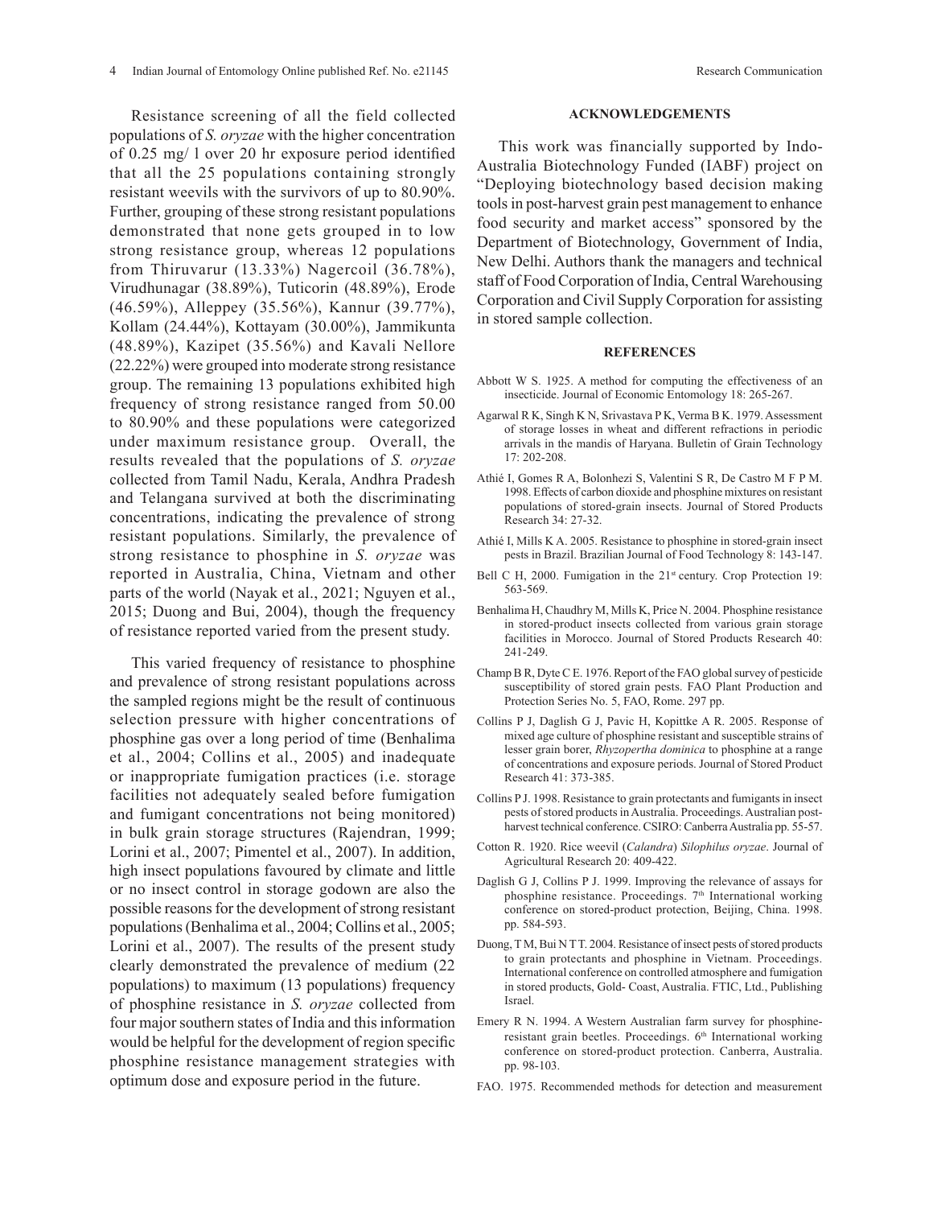Resistance screening of all the field collected populations of *S. oryzae* with the higher concentration of 0.25 mg/ l over 20 hr exposure period identified that all the 25 populations containing strongly resistant weevils with the survivors of up to 80.90%. Further, grouping of these strong resistant populations demonstrated that none gets grouped in to low strong resistance group, whereas 12 populations from Thiruvarur (13.33%) Nagercoil (36.78%), Virudhunagar (38.89%), Tuticorin (48.89%), Erode (46.59%), Alleppey (35.56%), Kannur (39.77%), Kollam (24.44%), Kottayam (30.00%), Jammikunta (48.89%), Kazipet (35.56%) and Kavali Nellore (22.22%) were grouped into moderate strong resistance group. The remaining 13 populations exhibited high frequency of strong resistance ranged from 50.00 to 80.90% and these populations were categorized under maximum resistance group. Overall, the results revealed that the populations of *S. oryzae* collected from Tamil Nadu, Kerala, Andhra Pradesh and Telangana survived at both the discriminating concentrations, indicating the prevalence of strong resistant populations. Similarly, the prevalence of strong resistance to phosphine in *S. oryzae* was reported in Australia, China, Vietnam and other parts of the world (Nayak et al., 2021; Nguyen et al., 2015; Duong and Bui, 2004), though the frequency of resistance reported varied from the present study.

This varied frequency of resistance to phosphine and prevalence of strong resistant populations across the sampled regions might be the result of continuous selection pressure with higher concentrations of phosphine gas over a long period of time (Benhalima et al., 2004; Collins et al., 2005) and inadequate or inappropriate fumigation practices (i.e. storage facilities not adequately sealed before fumigation and fumigant concentrations not being monitored) in bulk grain storage structures (Rajendran, 1999; Lorini et al., 2007; Pimentel et al., 2007). In addition, high insect populations favoured by climate and little or no insect control in storage godown are also the possible reasons for the development of strong resistant populations (Benhalima et al., 2004; Collins et al., 2005; Lorini et al., 2007). The results of the present study clearly demonstrated the prevalence of medium (22 populations) to maximum (13 populations) frequency of phosphine resistance in *S. oryzae* collected from four major southern states of India and this information would be helpful for the development of region specific phosphine resistance management strategies with optimum dose and exposure period in the future.

## ACKNOWLEDGEMENTS

This work was financially supported by Indo-Australia Biotechnology Funded (IABF) project on "Deploying biotechnology based decision making tools in post-harvest grain pest management to enhance food security and market access" sponsored by the Department of Biotechnology, Government of India, New Delhi. Authors thank the managers and technical staff of Food Corporation of India, Central Warehousing Corporation and Civil Supply Corporation for assisting in stored sample collection.

## REFERENCES

Abbott W S. 1925. A method for computing the effectiveness of an insecticide. Journal of Economic Entomology 18: 265-267.

Agarwal R K, Singh K N, Srivastava P K, Verma B K. 1979. Assessment of storage losses in wheat and different refractions in periodic arrivals in the mandis of Haryana. Bulletin of Grain Technology 17: 202-208.

Athié I, Gomes R A, Bolonhezi S, Valentini S R, De Castro M F P M. 1998. Effects of carbon dioxide and phosphine mixtures on resistant populations of stored-grain insects. Journal of Stored Products Research 34: 27-32.

Athié I, Mills K A. 2005. Resistance to phosphine in stored-grain insect pests in Brazil. Brazilian Journal of Food Technology 8: 143-147.

Bell C H, 2000. Fumigation in the 21st century. Crop Protection 19: 563-569.

Benhalima H, Chaudhry M, Mills K, Price N. 2004. Phosphine resistance in stored-product insects collected from various grain storage facilities in Morocco. Journal of Stored Products Research 40: 241-249.

Champ B R, Dyte C E. 1976. Report of the FAO global survey of pesticide susceptibility of stored grain pests. FAO Plant Production and Protection Series No. 5, FAO, Rome. 297 pp.

Collins P J, Daglish G J, Pavic H, Kopittke A R. 2005. Response of mixed age culture of phosphine resistant and susceptible strains of lesser grain borer, *Rhyzopertha dominica* to phosphine at a range of concentrations and exposure periods. Journal of Stored Product Research 41: 373-385.

Collins P J. 1998. Resistance to grain protectants and fumigants in insect pests of stored products in Australia. Proceedings. Australian post-harvest technical conference. CSIRO: Canberra Australia pp. 55-57.

Cotton R. 1920. Rice weevil (*Calandra*) *Silophilus oryzae*. Journal of Agricultural Research 20: 409-422.

Daglish G J, Collins P J. 1999. Improving the relevance of assays for phosphine resistance. Proceedings. 7th International working conference on stored-product protection, Beijing, China. 1998. pp. 584-593.

Duong, T M, Bui N T T. 2004. Resistance of insect pests of stored products to grain protectants and phosphine in Vietnam. Proceedings. International conference on controlled atmosphere and fumigation in stored products, Gold- Coast, Australia. FTIC, Ltd., Publishing Israel.

Emery R N. 1994. A Western Australian farm survey for phosphine-resistant grain beetles. Proceedings. 6th International working conference on stored-product protection. Canberra, Australia. pp. 98-103.

FAO. 1975. Recommended methods for detection and measurement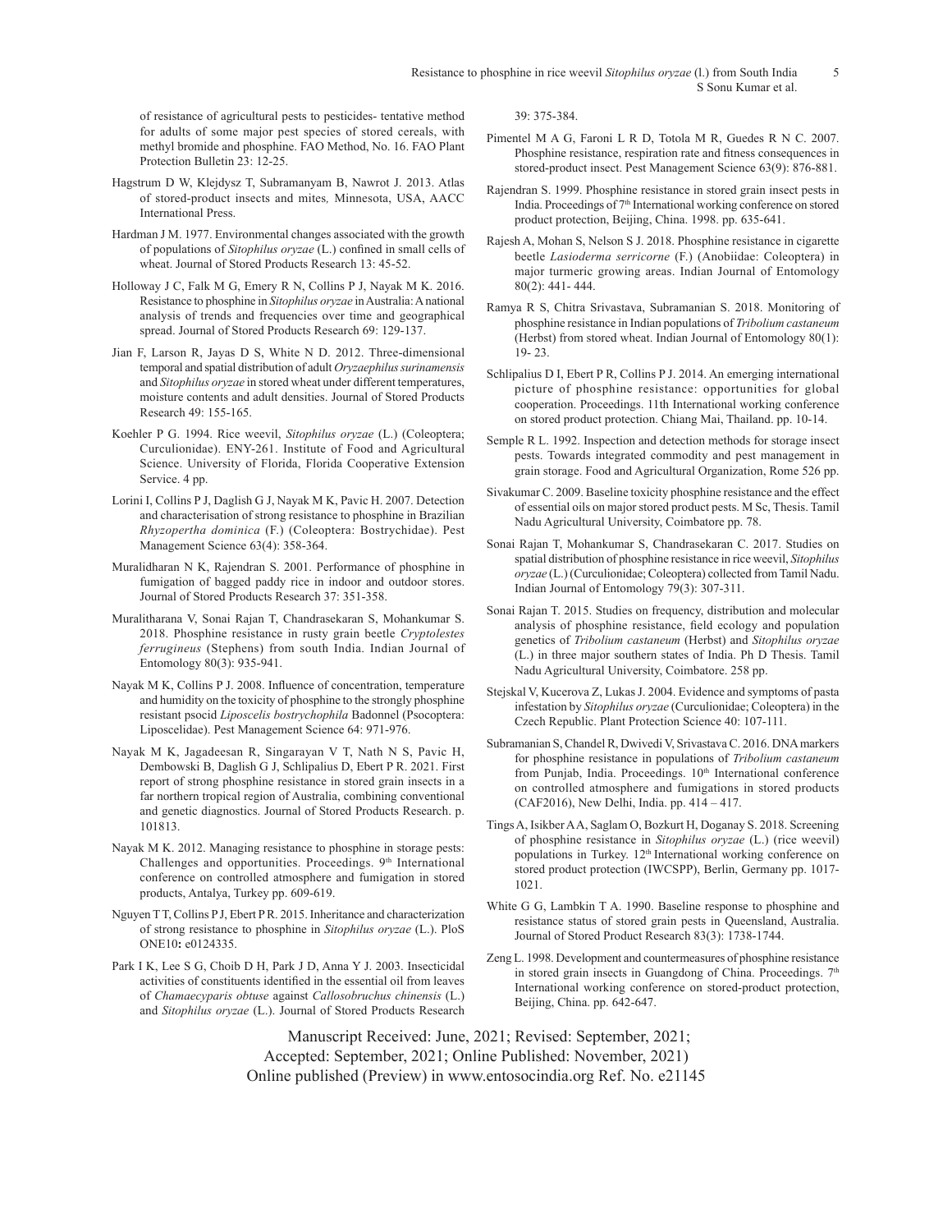of resistance of agricultural pests to pesticides- tentative method for adults of some major pest species of stored cereals, with methyl bromide and phosphine. FAO Method, No. 16. FAO Plant Protection Bulletin 23: 12-25.

Hagstrum D W, Klejdysz T, Subramanyam B, Nawrot J. 2013. Atlas of stored-product insects and mites*,* Minnesota, USA, AACC International Press.

Hardman J M. 1977. Environmental changes associated with the growth of populations of *Sitophilus oryzae* (L.) confined in small cells of wheat. Journal of Stored Products Research 13: 45-52.

Holloway J C, Falk M G, Emery R N, Collins P J, Nayak M K. 2016. Resistance to phosphine in *Sitophilus oryzae* in Australia: A national analysis of trends and frequencies over time and geographical spread. Journal of Stored Products Research 69: 129-137.

Jian F, Larson R, Jayas D S, White N D. 2012. Three-dimensional temporal and spatial distribution of adult *Oryzaephilus surinamensis* and *Sitophilus oryzae* in stored wheat under different temperatures, moisture contents and adult densities. Journal of Stored Products Research 49: 155-165.

Koehler P G. 1994. Rice weevil, *Sitophilus oryzae* (L.) (Coleoptera; Curculionidae). ENY-261. Institute of Food and Agricultural Science. University of Florida, Florida Cooperative Extension Service. 4 pp.

Lorini I, Collins P J, Daglish G J, Nayak M K, Pavic H. 2007. Detection and characterisation of strong resistance to phosphine in Brazilian *Rhyzopertha dominica* (F.) (Coleoptera: Bostrychidae). Pest Management Science 63(4): 358-364.

Muralidharan N K, Rajendran S. 2001. Performance of phosphine in fumigation of bagged paddy rice in indoor and outdoor stores. Journal of Stored Products Research 37: 351-358.

Muralitharana V, Sonai Rajan T, Chandrasekaran S, Mohankumar S. 2018. Phosphine resistance in rusty grain beetle *Cryptolestes ferrugineus* (Stephens) from south India. Indian Journal of Entomology 80(3): 935-941.

Nayak M K, Collins P J. 2008. Influence of concentration, temperature and humidity on the toxicity of phosphine to the strongly phosphine resistant psocid *Liposcelis bostrychophila* Badonnel (Psocoptera: Liposcelidae). Pest Management Science 64: 971-976.

Nayak M K, Jagadeesan R, Singarayan V T, Nath N S, Pavic H, Dembowski B, Daglish G J, Schlipalius D, Ebert P R. 2021. First report of strong phosphine resistance in stored grain insects in a far northern tropical region of Australia, combining conventional and genetic diagnostics. Journal of Stored Products Research. p. 101813.

Nayak M K. 2012. Managing resistance to phosphine in storage pests: Challenges and opportunities. Proceedings. 9th International conference on controlled atmosphere and fumigation in stored products, Antalya, Turkey pp. 609-619.

Nguyen T T, Collins P J, Ebert P R. 2015. Inheritance and characterization of strong resistance to phosphine in *Sitophilus oryzae* (L.). PloS ONE10**:** e0124335.

Park I K, Lee S G, Choib D H, Park J D, Anna Y J. 2003. Insecticidal activities of constituents identified in the essential oil from leaves of *Chamaecyparis obtuse* against *Callosobruchus chinensis* (L.) and *Sitophilus oryzae* (L.). Journal of Stored Products Research 39: 375-384.

Pimentel M A G, Faroni L R D, Totola M R, Guedes R N C. 2007. Phosphine resistance, respiration rate and fitness consequences in stored-product insect. Pest Management Science 63(9): 876-881.

Rajendran S. 1999. Phosphine resistance in stored grain insect pests in India. Proceedings of 7th International working conference on stored product protection, Beijing, China. 1998. pp. 635-641.

Rajesh A, Mohan S, Nelson S J. 2018. Phosphine resistance in cigarette beetle *Lasioderma serricorne* (F.) (Anobiidae: Coleoptera) in major turmeric growing areas. Indian Journal of Entomology 80(2): 441- 444.

Ramya R S, Chitra Srivastava, Subramanian S. 2018. Monitoring of phosphine resistance in Indian populations of *Tribolium castaneum* (Herbst) from stored wheat. Indian Journal of Entomology 80(1): 19- 23.

Schlipalius D I, Ebert P R, Collins P J. 2014. An emerging international picture of phosphine resistance: opportunities for global cooperation. Proceedings. 11th International working conference on stored product protection. Chiang Mai, Thailand. pp. 10-14.

Semple R L. 1992. Inspection and detection methods for storage insect pests. Towards integrated commodity and pest management in grain storage. Food and Agricultural Organization, Rome 526 pp.

Sivakumar C. 2009. Baseline toxicity phosphine resistance and the effect of essential oils on major stored product pests. M Sc, Thesis. Tamil Nadu Agricultural University, Coimbatore pp. 78.

Sonai Rajan T, Mohankumar S, Chandrasekaran C. 2017. Studies on spatial distribution of phosphine resistance in rice weevil, *Sitophilus oryzae* (L.) (Curculionidae; Coleoptera) collected from Tamil Nadu. Indian Journal of Entomology 79(3): 307-311.

Sonai Rajan T. 2015. Studies on frequency, distribution and molecular analysis of phosphine resistance, field ecology and population genetics of *Tribolium castaneum* (Herbst) and *Sitophilus oryzae* (L.) in three major southern states of India. Ph D Thesis. Tamil Nadu Agricultural University, Coimbatore. 258 pp.

Stejskal V, Kucerova Z, Lukas J. 2004. Evidence and symptoms of pasta infestation by *Sitophilus oryzae* (Curculionidae; Coleoptera) in the Czech Republic. Plant Protection Science 40: 107-111.

Subramanian S, Chandel R, Dwivedi V, Srivastava C. 2016. DNA markers for phosphine resistance in populations of *Tribolium castaneum* from Punjab, India. Proceedings. 10th International conference on controlled atmosphere and fumigations in stored products (CAF2016), New Delhi, India. pp. 414 – 417.

Tings A, Isikber A A, Saglam O, Bozkurt H, Doganay S. 2018. Screening of phosphine resistance in *Sitophilus oryzae* (L.) (rice weevil) populations in Turkey. 12th International working conference on stored product protection (IWCSPP), Berlin, Germany pp. 1017-1021.

White G G, Lambkin T A. 1990. Baseline response to phosphine and resistance status of stored grain pests in Queensland, Australia. Journal of Stored Product Research 83(3): 1738-1744.

Zeng L. 1998. Development and countermeasures of phosphine resistance in stored grain insects in Guangdong of China. Proceedings. 7th International working conference on stored-product protection, Beijing, China. pp. 642-647.

Manuscript Received: June, 2021; Revised: September, 2021;
Accepted: September, 2021; Online Published: November, 2021)
Online published (Preview) in www.entosocindia.org Ref. No. e21145